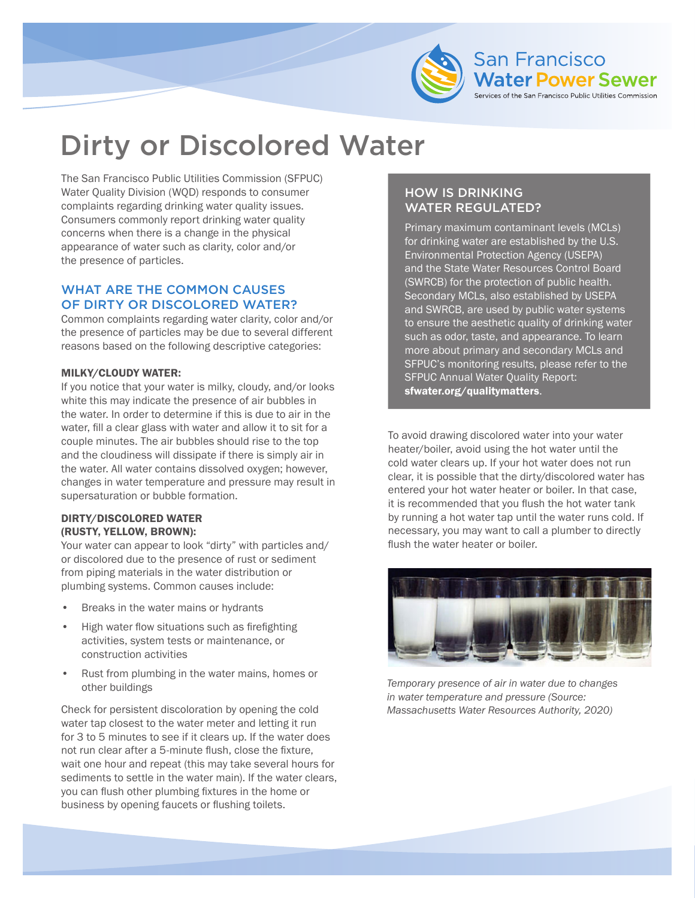# Dirty or Discolored Water

The San Francisco Public Utilities Commission (SFPUC) Water Quality Division (WQD) responds to consumer complaints regarding drinking water quality issues. Consumers commonly report drinking water quality concerns when there is a change in the physical appearance of water such as clarity, color and/or the presence of particles.

## WHAT ARE THE COMMON CAUSES OF DIRTY OR DISCOLORED WATER?

Common complaints regarding water clarity, color and/or the presence of particles may be due to several different reasons based on the following descriptive categories:

### MILKY/CLOUDY WATER:

If you notice that your water is milky, cloudy, and/or looks white this may indicate the presence of air bubbles in the water. In order to determine if this is due to air in the water, fill a clear glass with water and allow it to sit for a couple minutes. The air bubbles should rise to the top and the cloudiness will dissipate if there is simply air in the water. All water contains dissolved oxygen; however, changes in water temperature and pressure may result in supersaturation or bubble formation.

### DIRTY/DISCOLORED WATER (RUSTY, YELLOW, BROWN):

Your water can appear to look "dirty" with particles and/or discolored due to the presence of rust or sediment from piping materials in the water distribution or plumbing systems. Common causes include:

- Breaks in the water mains or hydrants
- High water flow situations such as firefighting activities, system tests or maintenance, or construction activities
- Rust from plumbing in the water mains, homes or other buildings

Check for persistent discoloration by opening the cold water tap closest to the water meter and letting it run for 3 to 5 minutes to see if it clears up. If the water does not run clear after a 5-minute flush, close the fixture, wait one hour and repeat (this may take several hours for sediments to settle in the water main). If the water clears, you can flush other plumbing fixtures in the home or business by opening faucets or flushing toilets.

## HOW IS DRINKING WATER REGULATED?

Primary maximum contaminant levels (MCLs) for drinking water are established by the U.S. Environmental Protection Agency (USEPA) and the State Water Resources Control Board (SWRCB) for the protection of public health. Secondary MCLs, also established by USEPA and SWRCB, are used by public water systems to ensure the aesthetic quality of drinking water such as odor, taste, and appearance. To learn more about primary and secondary MCLs and SFPUC's monitoring results, please refer to the SFPUC Annual Water Quality Report: **sfwater.org/qualitymatters**.

To avoid drawing discolored water into your water heater/boiler, avoid using the hot water until the cold water clears up. If your hot water does not run clear, it is possible that the dirty/discolored water has entered your hot water heater or boiler. In that case, it is recommended that you flush the hot water tank by running a hot water tap until the water runs cold. If necessary, you may want to call a plumber to directly flush the water heater or boiler.

*Temporary presence of air in water due to changes in water temperature and pressure (Source: Massachusetts Water Resources Authority, 2020)*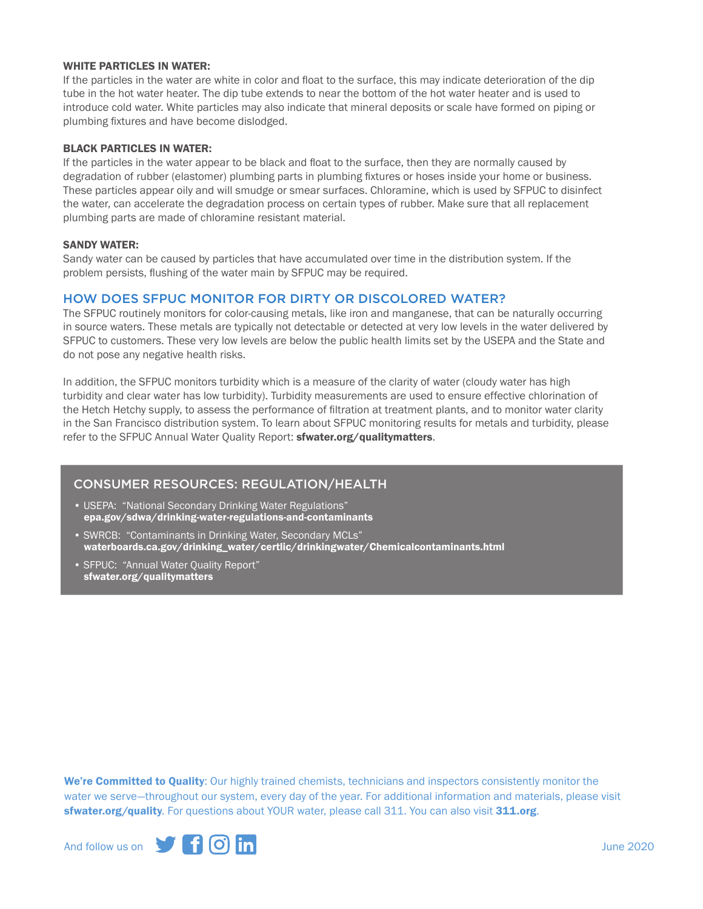### WHITE PARTICLES IN WATER:

If the particles in the water are white in color and float to the surface, this may indicate deterioration of the dip tube in the hot water heater. The dip tube extends to near the bottom of the hot water heater and is used to introduce cold water. White particles may also indicate that mineral deposits or scale have formed on piping or plumbing fixtures and have become dislodged.

### BLACK PARTICLES IN WATER:

If the particles in the water appear to be black and float to the surface, then they are normally caused by degradation of rubber (elastomer) plumbing parts in plumbing fixtures or hoses inside your home or business. These particles appear oily and will smudge or smear surfaces. Chloramine, which is used by SFPUC to disinfect the water, can accelerate the degradation process on certain types of rubber. Make sure that all replacement plumbing parts are made of chloramine resistant material.

### SANDY WATER:

Sandy water can be caused by particles that have accumulated over time in the distribution system. If the problem persists, flushing of the water main by SFPUC may be required.

## HOW DOES SFPUC MONITOR FOR DIRTY OR DISCOLORED WATER?

The SFPUC routinely monitors for color-causing metals, like iron and manganese, that can be naturally occurring in source waters. These metals are typically not detectable or detected at very low levels in the water delivered by SFPUC to customers. These very low levels are below the public health limits set by the USEPA and the State and do not pose any negative health risks.

In addition, the SFPUC monitors turbidity which is a measure of the clarity of water (cloudy water has high turbidity and clear water has low turbidity). Turbidity measurements are used to ensure effective chlorination of the Hetch Hetchy supply, to assess the performance of filtration at treatment plants, and to monitor water clarity in the San Francisco distribution system. To learn about SFPUC monitoring results for metals and turbidity, please refer to the SFPUC Annual Water Quality Report: **sfwater.org/qualitymatters**.

## CONSUMER RESOURCES: REGULATION/HEALTH

- USEPA: "National Secondary Drinking Water Regulations"
  **epa.gov/sdwa/drinking-water-regulations-and-contaminants**
- SWRCB: "Contaminants in Drinking Water, Secondary MCLs"
  **waterboards.ca.gov/drinking_water/certlic/drinkingwater/Chemicalcontaminants.html**
- SFPUC: "Annual Water Quality Report"
  **sfwater.org/qualitymatters**

**We're Committed to Quality**: Our highly trained chemists, technicians and inspectors consistently monitor the water we serve—throughout our system, every day of the year. For additional information and materials, please visit **sfwater.org/quality**. For questions about YOUR water, please call 311. You can also visit **311.org**.

And follow us on

June 2020